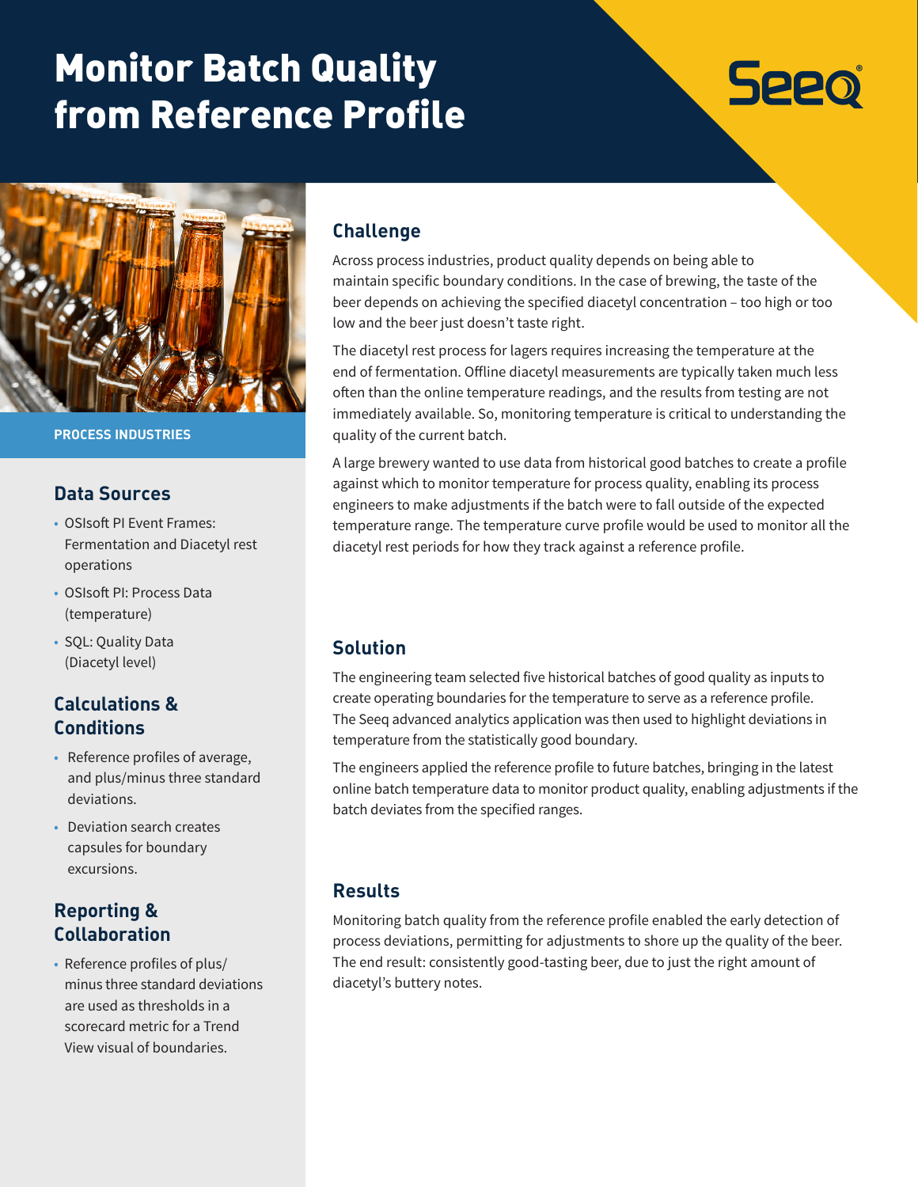# Monitor Batch Quality from Reference Profile

PROCESS INDUSTRIES

## Data Sources

- OSIsoft PI Event Frames: Fermentation and Diacetyl rest operations
- OSIsoft PI: Process Data (temperature)
- SQL: Quality Data (Diacetyl level)

## Calculations & Conditions

- Reference profiles of average, and plus/minus three standard deviations.
- Deviation search creates capsules for boundary excursions.

## Reporting & Collaboration

- Reference profiles of plus/minus three standard deviations are used as thresholds in a scorecard metric for a Trend View visual of boundaries.

## Challenge

Across process industries, product quality depends on being able to maintain specific boundary conditions. In the case of brewing, the taste of the beer depends on achieving the specified diacetyl concentration – too high or too low and the beer just doesn't taste right.

The diacetyl rest process for lagers requires increasing the temperature at the end of fermentation. Offline diacetyl measurements are typically taken much less often than the online temperature readings, and the results from testing are not immediately available. So, monitoring temperature is critical to understanding the quality of the current batch.

A large brewery wanted to use data from historical good batches to create a profile against which to monitor temperature for process quality, enabling its process engineers to make adjustments if the batch were to fall outside of the expected temperature range. The temperature curve profile would be used to monitor all the diacetyl rest periods for how they track against a reference profile.

## Solution

The engineering team selected five historical batches of good quality as inputs to create operating boundaries for the temperature to serve as a reference profile. The Seeq advanced analytics application was then used to highlight deviations in temperature from the statistically good boundary.

The engineers applied the reference profile to future batches, bringing in the latest online batch temperature data to monitor product quality, enabling adjustments if the batch deviates from the specified ranges.

## Results

Monitoring batch quality from the reference profile enabled the early detection of process deviations, permitting for adjustments to shore up the quality of the beer. The end result: consistently good-tasting beer, due to just the right amount of diacetyl's buttery notes.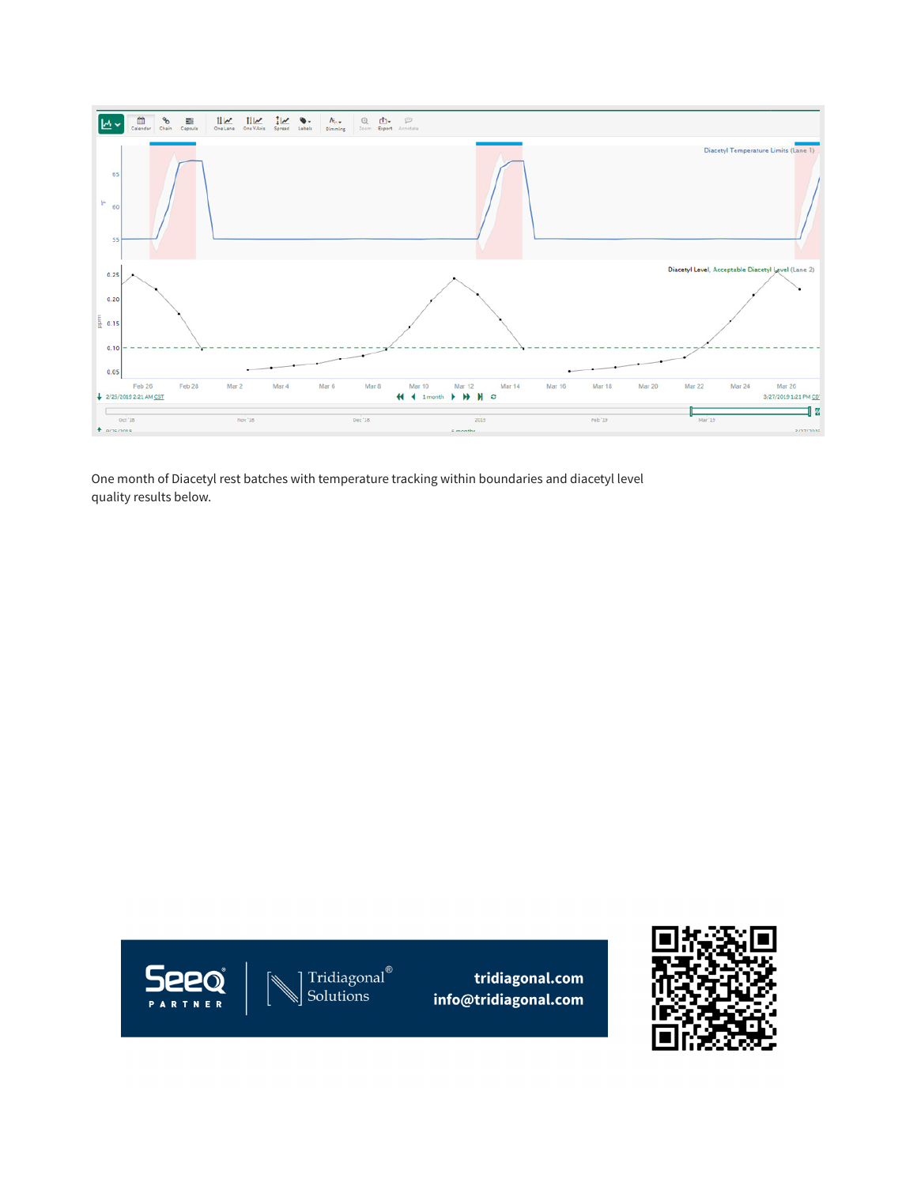Diacetyl Temperature Limits (Lane 1)

65

60

°F

55

Diacetyl Level, Acceptable Diacetyl Level (Lane 2)

0.25

0.20

ppm

0.15

0.10

0.05

Feb 26 Feb 28 Mar 2 Mar 4 Mar 6 Mar 8 Mar 10 Mar 12 Mar 14 Mar 16 Mar 18 Mar 20 Mar 22 Mar 24 Mar 26

2/25/2019 2:21 AM CST

1 month

3/27/2019 1:21 PM CDT

Oct '18 Nov '18 Dec '18 2019 Feb '19 Mar '19

6 months

One month of Diacetyl rest batches with temperature tracking within boundaries and diacetyl level quality results below.

Seeq® PARTNER

Tridiagonal® Solutions

tridiagonal.com
info@tridiagonal.com